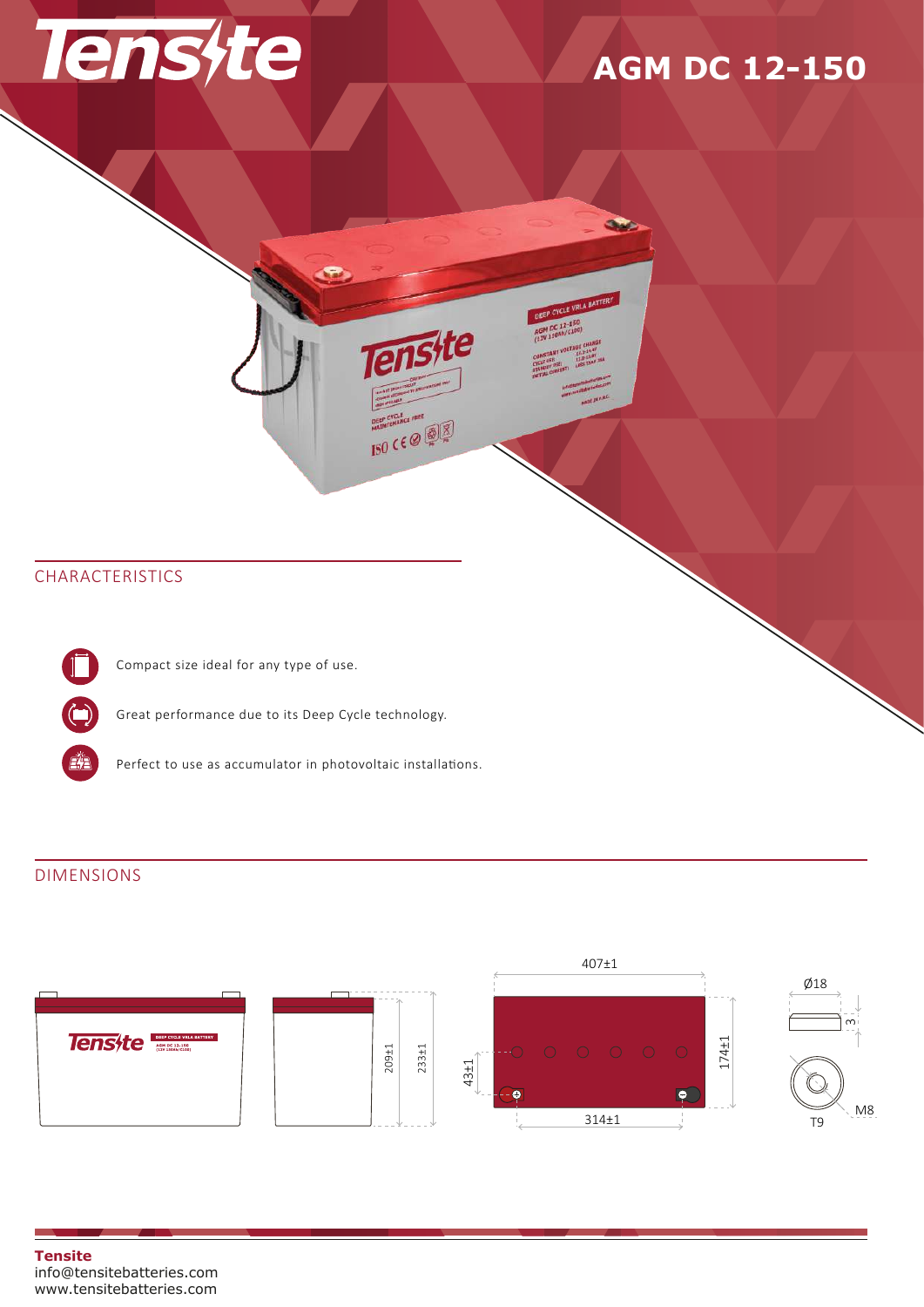# Tensite

## AGM DC 12-150

## CHARACTERISTICS

- Compact size ideal for any type of use.
- Great performance due to its Deep Cycle technology.
- Perfect to use as accumulator in photovoltaic installations.

## DIMENSIONS

407±1

209±1

233±1

43±1

174±1

314±1

Ø18

3

M8

T9

**Tensite**
info@tensitebatteries.com
www.tensitebatteries.com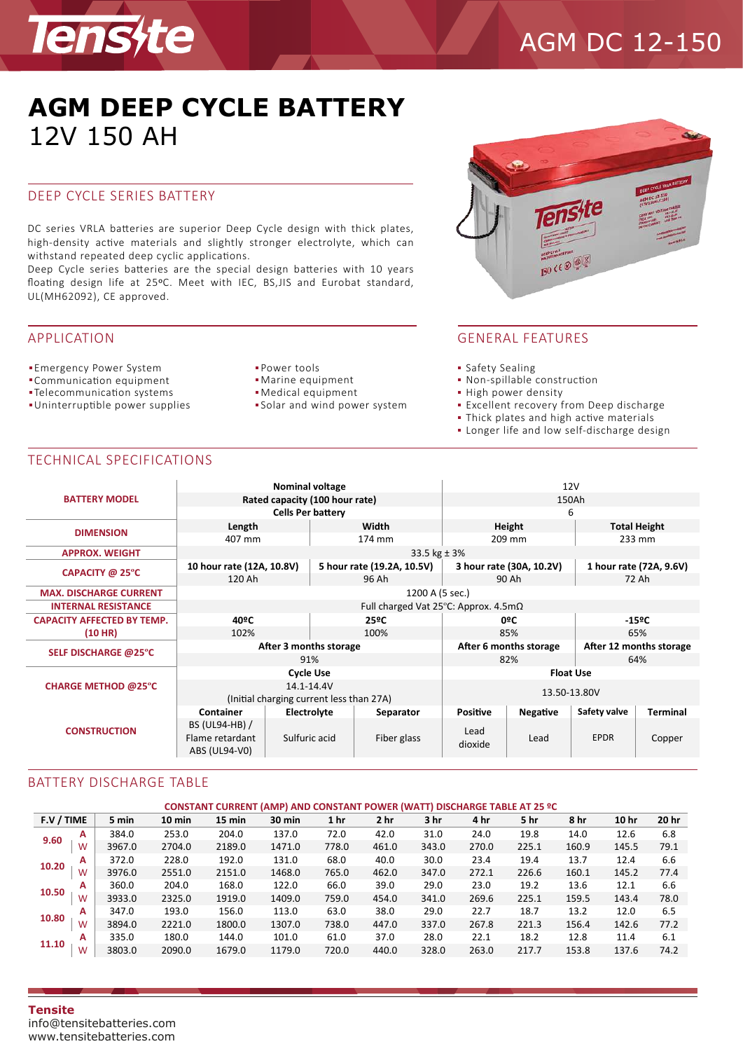# AGM DC 12-150

# AGM DEEP CYCLE BATTERY

## 12V 150 AH

## DEEP CYCLE SERIES BATTERY

DC series VRLA batteries are superior Deep Cycle design with thick plates, high-density active materials and slightly stronger electrolyte, which can withstand repeated deep cyclic applications.
Deep Cycle series batteries are the special design batteries with 10 years floating design life at 25ºC. Meet with IEC, BS,JIS and Eurobat standard, UL(MH62092), CE approved.

## APPLICATION

- Emergency Power System
- Communication equipment
- Telecommunication systems
- Uninterruptible power supplies
- Power tools
- Marine equipment
- Medical equipment
- Solar and wind power system

## GENERAL FEATURES

- Safety Sealing
- Non-spillable construction
- High power density
- Excellent recovery from Deep discharge
- Thick plates and high active materials
- Longer life and low self-discharge design

## TECHNICAL SPECIFICATIONS

| | | | | | | | |
|---|---|---|---|---|---|---|---|
| **BATTERY MODEL** | **Nominal voltage** | | | 12V | | | |
| | **Rated capacity (100 hour rate)** | | | 150Ah | | | |
| | **Cells Per battery** | | | 6 | | | |
| **DIMENSION** | **Length** | **Width** | | **Height** | | **Total Height** | |
| | 407 mm | 174 mm | | 209 mm | | 233 mm | |
| **APPROX. WEIGHT** | 33.5 kg ± 3% | | | | | | |
| **CAPACITY @ 25°C** | **10 hour rate (12A, 10.8V)** | **5 hour rate (19.2A, 10.5V)** | | **3 hour rate (30A, 10.2V)** | | **1 hour rate (72A, 9.6V)** | |
| | 120 Ah | 96 Ah | | 90 Ah | | 72 Ah | |
| **MAX. DISCHARGE CURRENT** | 1200 A (5 sec.) | | | | | | |
| **INTERNAL RESISTANCE** | Full charged Vat 25°C: Approx. 4.5mΩ | | | | | | |
| **CAPACITY AFFECTED BY TEMP. (10 HR)** | **40ºC** | **25ºC** | | **0ºC** | | **-15ºC** | |
| | 102% | 100% | | 85% | | 65% | |
| **SELF DISCHARGE @25°C** | **After 3 months storage** | | | **After 6 months storage** | | **After 12 months storage** | |
| | 91% | | | 82% | | 64% | |
| **CHARGE METHOD @25°C** | **Cycle Use** | | | **Float Use** | | | |
| | 14.1-14.4V (Initial charging current less than 27A) | | | 13.50-13.80V | | | |
| **CONSTRUCTION** | **Container** | **Electrolyte** | **Separator** | **Positive** | **Negative** | **Safety valve** | **Terminal** |
| | BS (UL94-HB) / Flame retardant ABS (UL94-V0) | Sulfuric acid | Fiber glass | Lead dioxide | Lead | EPDR | Copper |

## BATTERY DISCHARGE TABLE

**CONSTANT CURRENT (AMP) AND CONSTANT POWER (WATT) DISCHARGE TABLE AT 25 ºC**

| F.V / TIME | | 5 min | 10 min | 15 min | 30 min | 1 hr | 2 hr | 3 hr | 4 hr | 5 hr | 8 hr | 10 hr | 20 hr |
|---|---|---|---|---|---|---|---|---|---|---|---|---|---|
| 9.60 | A | 384.0 | 253.0 | 204.0 | 137.0 | 72.0 | 42.0 | 31.0 | 24.0 | 19.8 | 14.0 | 12.6 | 6.8 |
| | W | 3967.0 | 2704.0 | 2189.0 | 1471.0 | 778.0 | 461.0 | 343.0 | 270.0 | 225.1 | 160.9 | 145.5 | 79.1 |
| 10.20 | A | 372.0 | 228.0 | 192.0 | 131.0 | 68.0 | 40.0 | 30.0 | 23.4 | 19.4 | 13.7 | 12.4 | 6.6 |
| | W | 3976.0 | 2551.0 | 2151.0 | 1468.0 | 765.0 | 462.0 | 347.0 | 272.1 | 226.6 | 160.1 | 145.2 | 77.4 |
| 10.50 | A | 360.0 | 204.0 | 168.0 | 122.0 | 66.0 | 39.0 | 29.0 | 23.0 | 19.2 | 13.6 | 12.1 | 6.6 |
| | W | 3933.0 | 2325.0 | 1919.0 | 1409.0 | 759.0 | 454.0 | 341.0 | 269.6 | 225.1 | 159.5 | 143.4 | 78.0 |
| 10.80 | A | 347.0 | 193.0 | 156.0 | 113.0 | 63.0 | 38.0 | 29.0 | 22.7 | 18.7 | 13.2 | 12.0 | 6.5 |
| | W | 3894.0 | 2221.0 | 1800.0 | 1307.0 | 738.0 | 447.0 | 337.0 | 267.8 | 221.3 | 156.4 | 142.6 | 77.2 |
| 11.10 | A | 335.0 | 180.0 | 144.0 | 101.0 | 61.0 | 37.0 | 28.0 | 22.1 | 18.2 | 12.8 | 11.4 | 6.1 |
| | W | 3803.0 | 2090.0 | 1679.0 | 1179.0 | 720.0 | 440.0 | 328.0 | 263.0 | 217.7 | 153.8 | 137.6 | 74.2 |

**Tensite**
info@tensitebatteries.com
www.tensitebatteries.com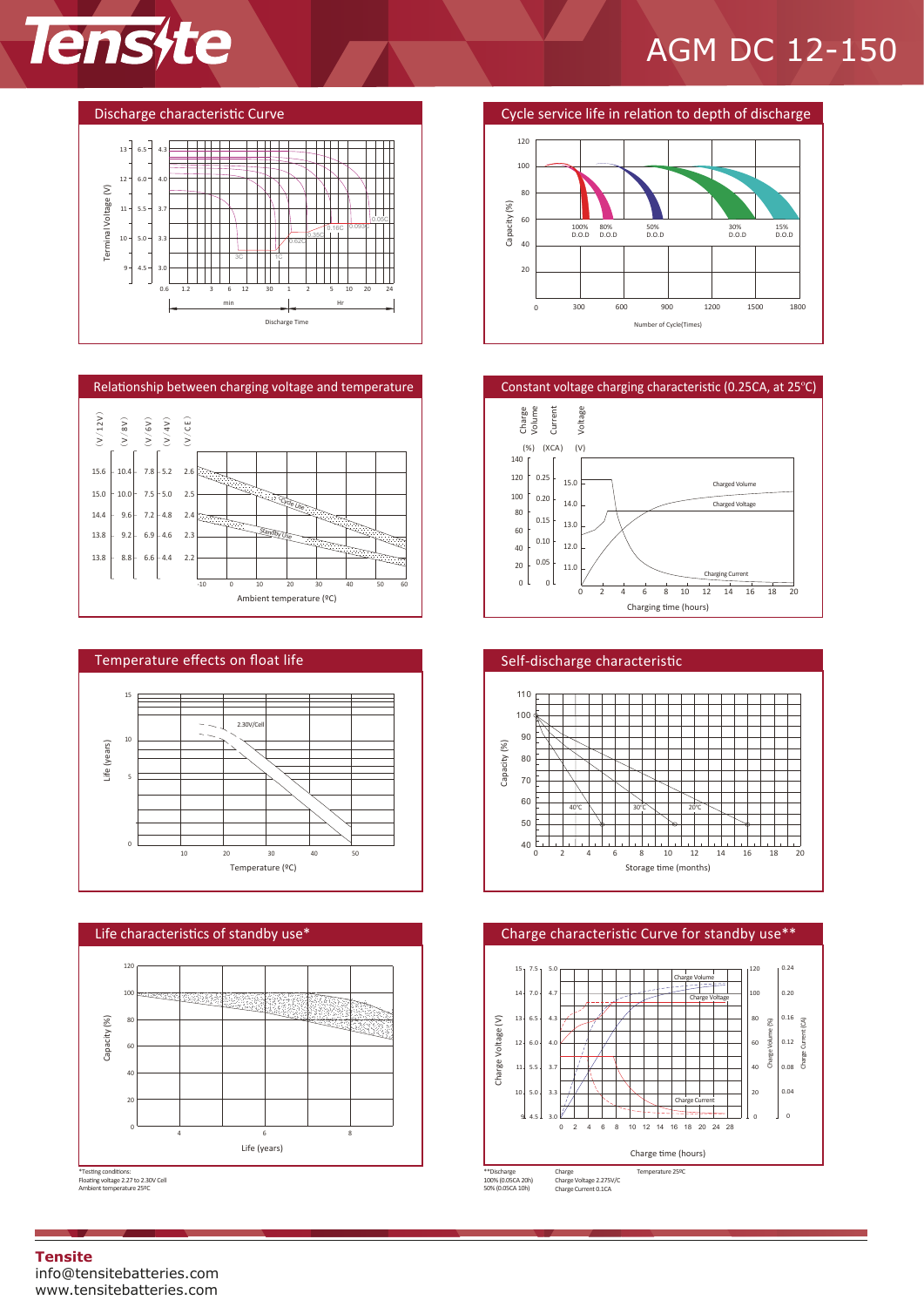# Tensite

## AGM DC 12-150

### Discharge characteristic Curve

Terminal Voltage (V)

13 6.5 4.3
12 6.0 4.0
11 5.5 3.7
10 5.0 3.3
9 4.5 3.0

3C 1C 0.6C 0.35C 0.16C 0.093C 0.05C

0.6 1.2 3 6 12 30 1 2 5 10 20 24

min Hr

Discharge Time

### Cycle service life in relation to depth of discharge

Capacity (%)

120 100 80 60 40 20 0

100% D.O.D 80% D.O.D 50% D.O.D 30% D.O.D 15% D.O.D

300 600 900 1200 1500 1800

Number of Cycle(Times)

### Relationship between charging voltage and temperature

(V/12V) (V/8V) (V/6V) (V/4V) (V/CE)

15.6 10.4 7.8 5.2 2.6
15.0 10.0 7.5 5.0 2.5
14.4 9.6 7.2 4.8 2.4
13.8 9.2 6.9 4.6 2.3
13.8 8.8 6.6 4.4 2.2

Cycle Use

Standby Use

-10 0 10 20 30 40 50 60

Ambient temperature (ºC)

### Constant voltage charging characteristic (0.25CA, at 25℃)

Charge Volume Current Voltage

(%) (XCA) (V)

140
120 0.25 15.0
100 0.20 14.0
80 0.15 13.0
60 0.10 12.0
40 0.05 11.0
20
0 0

Charged Volume

Charged Voltage

Charging Current

0 2 4 6 8 10 12 14 16 18 20

Charging time (hours)

### Temperature effects on float life

Life (years)

15 10 5 0

2.30V/Cell

10 20 30 40 50

Temperature (ºC)

### Self-discharge characteristic

Capacity (%)

110 100 90 80 70 60 50 40

40℃ 30℃ 20℃

0 2 4 6 8 10 12 14 16 18 20

Storage time (months)

### Life characteristics of standby use*

Capacity (%)

120 100 80 60 40 20 0

4 6 8

Life (years)

*Testing conditions:
Floating voltage 2.27 to 2.30V Cell
Ambient temperature 25ºC

### Charge characteristic Curve for standby use**

Charge Voltage (V)

15 7.5 5.0
14 7.0 4.7
13 6.5 4.3
12 6.0 4.0
11 5.5 3.7
10 5.0 3.3
9 4.5 3.0

Charge Volume (%) 120 100 80 60 40 20 0

Charge Current (CA) 0.24 0.20 0.16 0.12 0.08 0.04 0

Charge Volume

Charge Voltage

Charge Current

0 2 4 6 8 10 12 14 16 18 20 24 28

Charge time (hours)

**Discharge
100% (0.05CA 20h)
50% (0.05CA 10h)

Charge
Charge Voltage 2.275V/C
Charge Current 0.1CA

Temperature 25ºC

**Tensite**
info@tensitebatteries.com
www.tensitebatteries.com